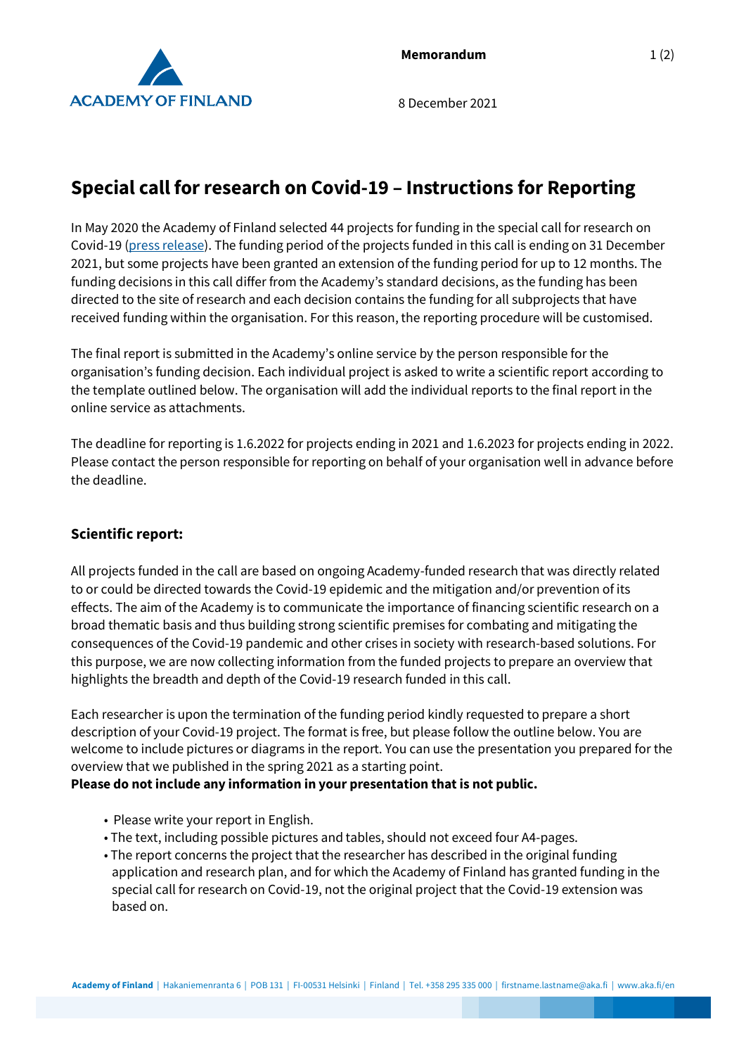**Memorandum**

8 December 2021

# Special call for research on Covid-19 – Instructions for Reporting

In May 2020 the Academy of Finland selected 44 projects for funding in the special call for research on Covid-19 (press release). The funding period of the projects funded in this call is ending on 31 December 2021, but some projects have been granted an extension of the funding period for up to 12 months. The funding decisions in this call differ from the Academy's standard decisions, as the funding has been directed to the site of research and each decision contains the funding for all subprojects that have received funding within the organisation. For this reason, the reporting procedure will be customised.

The final report is submitted in the Academy's online service by the person responsible for the organisation's funding decision. Each individual project is asked to write a scientific report according to the template outlined below. The organisation will add the individual reports to the final report in the online service as attachments.

The deadline for reporting is 1.6.2022 for projects ending in 2021 and 1.6.2023 for projects ending in 2022. Please contact the person responsible for reporting on behalf of your organisation well in advance before the deadline.

## Scientific report:

All projects funded in the call are based on ongoing Academy-funded research that was directly related to or could be directed towards the Covid-19 epidemic and the mitigation and/or prevention of its effects. The aim of the Academy is to communicate the importance of financing scientific research on a broad thematic basis and thus building strong scientific premises for combating and mitigating the consequences of the Covid-19 pandemic and other crises in society with research-based solutions. For this purpose, we are now collecting information from the funded projects to prepare an overview that highlights the breadth and depth of the Covid-19 research funded in this call.

Each researcher is upon the termination of the funding period kindly requested to prepare a short description of your Covid-19 project. The format is free, but please follow the outline below. You are welcome to include pictures or diagrams in the report. You can use the presentation you prepared for the overview that we published in the spring 2021 as a starting point.
**Please do not include any information in your presentation that is not public.**

- Please write your report in English.
- The text, including possible pictures and tables, should not exceed four A4-pages.
- The report concerns the project that the researcher has described in the original funding application and research plan, and for which the Academy of Finland has granted funding in the special call for research on Covid-19, not the original project that the Covid-19 extension was based on.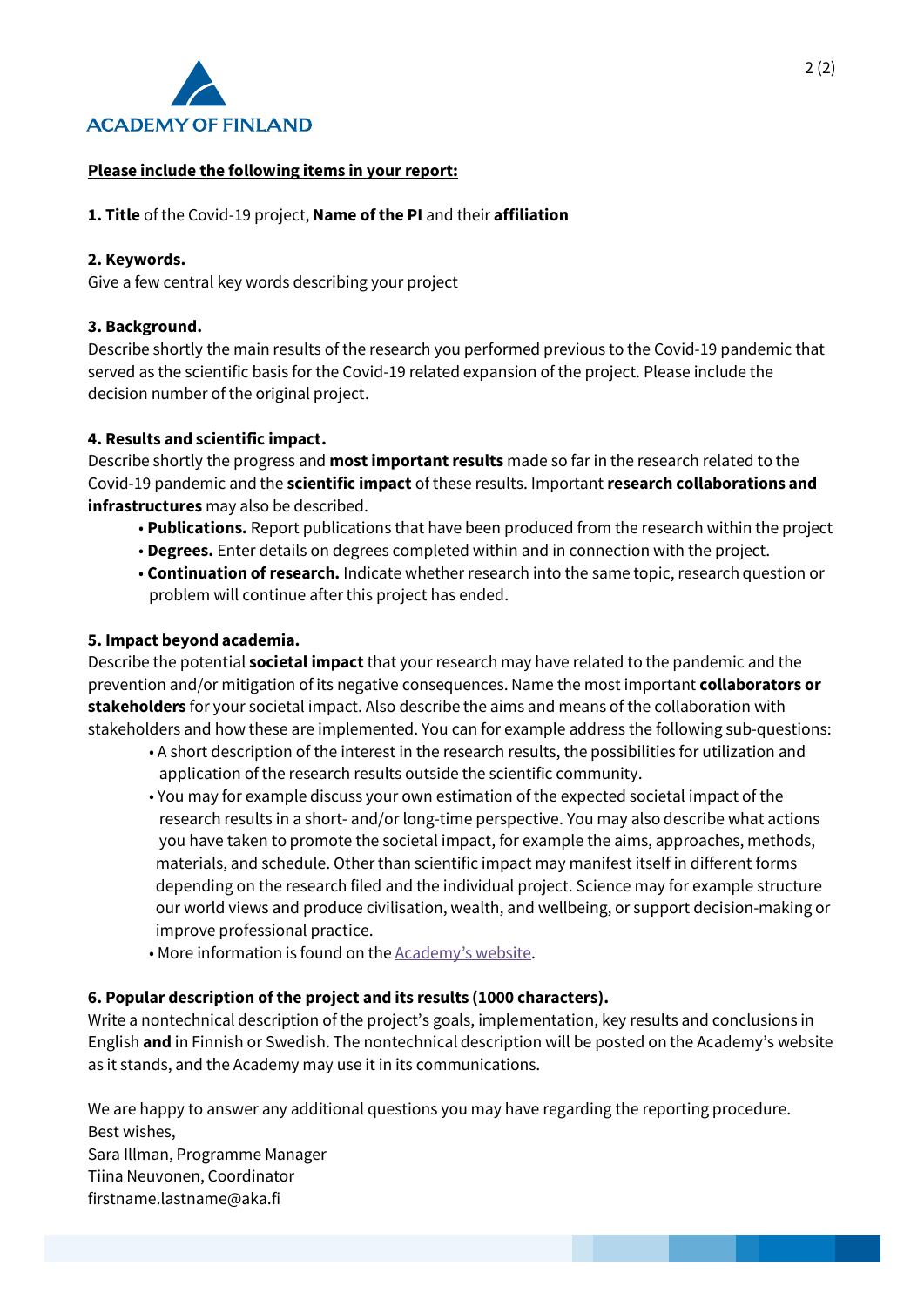**Please include the following items in your report:**

**1. Title** of the Covid-19 project, **Name of the PI** and their **affiliation**

**2. Keywords.**
Give a few central key words describing your project

**3. Background.**
Describe shortly the main results of the research you performed previous to the Covid-19 pandemic that served as the scientific basis for the Covid-19 related expansion of the project. Please include the decision number of the original project.

**4. Results and scientific impact.**
Describe shortly the progress and **most important results** made so far in the research related to the Covid-19 pandemic and the **scientific impact** of these results. Important **research collaborations and infrastructures** may also be described.

- **Publications.** Report publications that have been produced from the research within the project
- **Degrees.** Enter details on degrees completed within and in connection with the project.
- **Continuation of research.** Indicate whether research into the same topic, research question or problem will continue after this project has ended.

**5. Impact beyond academia.**
Describe the potential **societal impact** that your research may have related to the pandemic and the prevention and/or mitigation of its negative consequences. Name the most important **collaborators or stakeholders** for your societal impact. Also describe the aims and means of the collaboration with stakeholders and how these are implemented. You can for example address the following sub-questions:

- A short description of the interest in the research results, the possibilities for utilization and application of the research results outside the scientific community.
- You may for example discuss your own estimation of the expected societal impact of the research results in a short- and/or long-time perspective. You may also describe what actions you have taken to promote the societal impact, for example the aims, approaches, methods, materials, and schedule. Other than scientific impact may manifest itself in different forms depending on the research filed and the individual project. Science may for example structure our world views and produce civilisation, wealth, and wellbeing, or support decision-making or improve professional practice.
- More information is found on the Academy's website.

**6. Popular description of the project and its results (1000 characters).**
Write a nontechnical description of the project's goals, implementation, key results and conclusions in English **and** in Finnish or Swedish. The nontechnical description will be posted on the Academy's website as it stands, and the Academy may use it in its communications.

We are happy to answer any additional questions you may have regarding the reporting procedure.
Best wishes,
Sara Illman, Programme Manager
Tiina Neuvonen, Coordinator
firstname.lastname@aka.fi